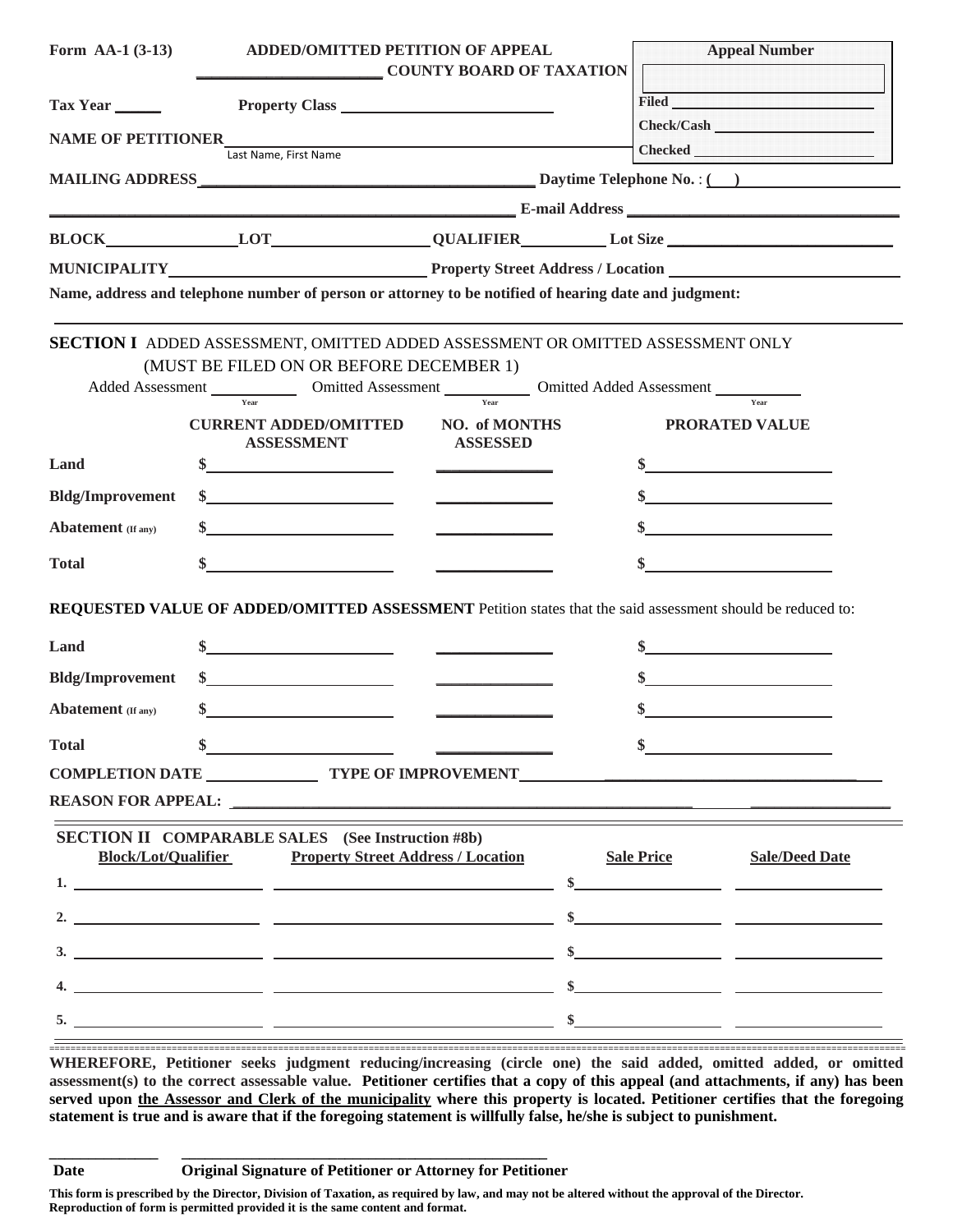**Form AA-1 (3-13)** **ADDED/OMITTED PETITION OF APPEAL**

**_______________________ COUNTY BOARD OF TAXATION**

| Appeal Number |
|---|
| |
| Filed ______________ |
| Check/Cash ______________ |
| Checked ______________ |

**Tax Year ______** **Property Class ____________________**

**NAME OF PETITIONER** ____________________________________
Last Name, First Name

**MAILING ADDRESS** ________________________________ **Daytime Telephone No.** : ( ) ______________

________________________________ **E-mail Address** ______________________

**BLOCK** ____________ **LOT** ____________ **QUALIFIER** ________ **Lot Size** ______________

**MUNICIPALITY** ____________________ **Property Street Address / Location** ____________________

**Name, address and telephone number of person or attorney to be notified of hearing date and judgment:**

______________________________________________________________________

## SECTION I ADDED ASSESSMENT, OMITTED ADDED ASSESSMENT OR OMITTED ASSESSMENT ONLY (MUST BE FILED ON OR BEFORE DECEMBER 1)

Added Assessment ________ (Year) Omitted Assessment ________ (Year) Omitted Added Assessment ________ (Year)

| | CURRENT ADDED/OMITTED ASSESSMENT | NO. of MONTHS ASSESSED | PRORATED VALUE |
|---|---|---|---|
| **Land** | $ | | $ |
| **Bldg/Improvement** | $ | | $ |
| **Abatement** (If any) | $ | | $ |
| **Total** | $ | | $ |

**REQUESTED VALUE OF ADDED/OMITTED ASSESSMENT** Petition states that the said assessment should be reduced to:

| | | | |
|---|---|---|---|
| **Land** | $ | | $ |
| **Bldg/Improvement** | $ | | $ |
| **Abatement** (If any) | $ | | $ |
| **Total** | $ | | $ |

**COMPLETION DATE** ____________ **TYPE OF IMPROVEMENT** ______________________

**REASON FOR APPEAL:** ______________________________________________

## SECTION II COMPARABLE SALES (See Instruction #8b)

| | Block/Lot/Qualifier | Property Street Address / Location | Sale Price | Sale/Deed Date |
|---|---|---|---|---|
| 1. | | | $ | |
| 2. | | | $ | |
| 3. | | | $ | |
| 4. | | | $ | |
| 5. | | | $ | |

**WHEREFORE, Petitioner seeks judgment reducing/increasing (circle one) the said added, omitted added, or omitted assessment(s) to the correct assessable value. Petitioner certifies that a copy of this appeal (and attachments, if any) has been served upon the Assessor and Clerk of the municipality where this property is located. Petitioner certifies that the foregoing statement is true and is aware that if the foregoing statement is willfully false, he/she is subject to punishment.**

______________ ________________________________________

**Date** **Original Signature of Petitioner or Attorney for Petitioner**

**This form is prescribed by the Director, Division of Taxation, as required by law, and may not be altered without the approval of the Director. Reproduction of form is permitted provided it is the same content and format.**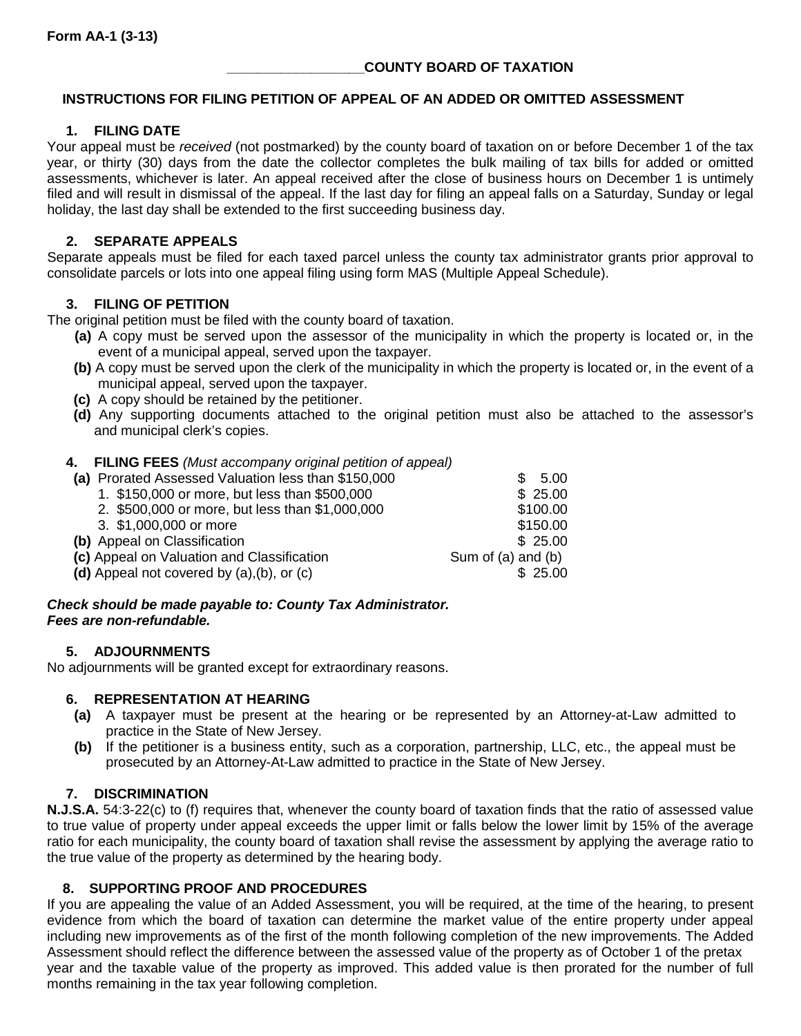Form AA-1 (3-13)

**\_\_\_\_\_\_\_\_\_\_\_\_\_\_\_\_\_COUNTY BOARD OF TAXATION**

## INSTRUCTIONS FOR FILING PETITION OF APPEAL OF AN ADDED OR OMITTED ASSESSMENT

### 1. FILING DATE

Your appeal must be *received* (not postmarked) by the county board of taxation on or before December 1 of the tax year, or thirty (30) days from the date the collector completes the bulk mailing of tax bills for added or omitted assessments, whichever is later. An appeal received after the close of business hours on December 1 is untimely filed and will result in dismissal of the appeal. If the last day for filing an appeal falls on a Saturday, Sunday or legal holiday, the last day shall be extended to the first succeeding business day.

### 2. SEPARATE APPEALS

Separate appeals must be filed for each taxed parcel unless the county tax administrator grants prior approval to consolidate parcels or lots into one appeal filing using form MAS (Multiple Appeal Schedule).

### 3. FILING OF PETITION

The original petition must be filed with the county board of taxation.

- **(a)** A copy must be served upon the assessor of the municipality in which the property is located or, in the event of a municipal appeal, served upon the taxpayer.
- **(b)** A copy must be served upon the clerk of the municipality in which the property is located or, in the event of a municipal appeal, served upon the taxpayer.
- **(c)** A copy should be retained by the petitioner.
- **(d)** Any supporting documents attached to the original petition must also be attached to the assessor's and municipal clerk's copies.

### 4. FILING FEES *(Must accompany original petition of appeal)*

| | |
|---|---|
| **(a)** Prorated Assessed Valuation less than $150,000 | $ 5.00 |
| 1. $150,000 or more, but less than $500,000 | $ 25.00 |
| 2. $500,000 or more, but less than $1,000,000 | $100.00 |
| 3. $1,000,000 or more | $150.00 |
| **(b)** Appeal on Classification | $ 25.00 |
| **(c)** Appeal on Valuation and Classification | Sum of (a) and (b) |
| **(d)** Appeal not covered by (a),(b), or (c) | $ 25.00 |

***Check should be made payable to: County Tax Administrator.***
***Fees are non-refundable.***

### 5. ADJOURNMENTS

No adjournments will be granted except for extraordinary reasons.

### 6. REPRESENTATION AT HEARING

- **(a)** A taxpayer must be present at the hearing or be represented by an Attorney-at-Law admitted to practice in the State of New Jersey.
- **(b)** If the petitioner is a business entity, such as a corporation, partnership, LLC, etc., the appeal must be prosecuted by an Attorney-At-Law admitted to practice in the State of New Jersey.

### 7. DISCRIMINATION

**N.J.S.A.** 54:3-22(c) to (f) requires that, whenever the county board of taxation finds that the ratio of assessed value to true value of property under appeal exceeds the upper limit or falls below the lower limit by 15% of the average ratio for each municipality, the county board of taxation shall revise the assessment by applying the average ratio to the true value of the property as determined by the hearing body.

### 8. SUPPORTING PROOF AND PROCEDURES

If you are appealing the value of an Added Assessment, you will be required, at the time of the hearing, to present evidence from which the board of taxation can determine the market value of the entire property under appeal including new improvements as of the first of the month following completion of the new improvements. The Added Assessment should reflect the difference between the assessed value of the property as of October 1 of the pretax year and the taxable value of the property as improved. This added value is then prorated for the number of full months remaining in the tax year following completion.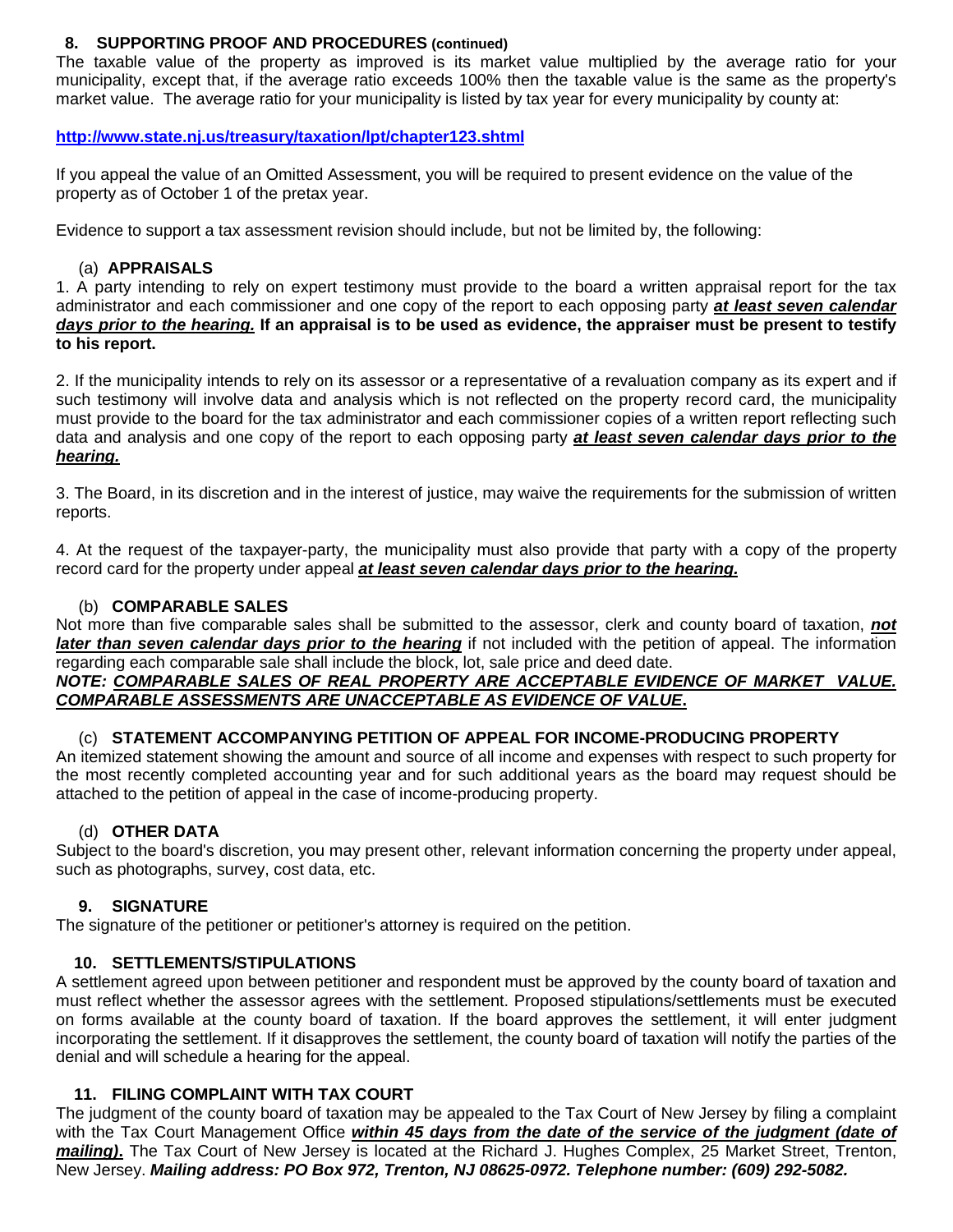## 8. SUPPORTING PROOF AND PROCEDURES (continued)

The taxable value of the property as improved is its market value multiplied by the average ratio for your municipality, except that, if the average ratio exceeds 100% then the taxable value is the same as the property's market value. The average ratio for your municipality is listed by tax year for every municipality by county at:

**http://www.state.nj.us/treasury/taxation/lpt/chapter123.shtml**

If you appeal the value of an Omitted Assessment, you will be required to present evidence on the value of the property as of October 1 of the pretax year.

Evidence to support a tax assessment revision should include, but not be limited by, the following:

### (a) APPRAISALS

1. A party intending to rely on expert testimony must provide to the board a written appraisal report for the tax administrator and each commissioner and one copy of the report to each opposing party ***at least seven calendar days prior to the hearing.*** **If an appraisal is to be used as evidence, the appraiser must be present to testify to his report.**

2. If the municipality intends to rely on its assessor or a representative of a revaluation company as its expert and if such testimony will involve data and analysis which is not reflected on the property record card, the municipality must provide to the board for the tax administrator and each commissioner copies of a written report reflecting such data and analysis and one copy of the report to each opposing party ***at least seven calendar days prior to the hearing.***

3. The Board, in its discretion and in the interest of justice, may waive the requirements for the submission of written reports.

4. At the request of the taxpayer-party, the municipality must also provide that party with a copy of the property record card for the property under appeal ***at least seven calendar days prior to the hearing.***

### (b) COMPARABLE SALES

Not more than five comparable sales shall be submitted to the assessor, clerk and county board of taxation, ***not later than seven calendar days prior to the hearing*** if not included with the petition of appeal. The information regarding each comparable sale shall include the block, lot, sale price and deed date.

***NOTE: COMPARABLE SALES OF REAL PROPERTY ARE ACCEPTABLE EVIDENCE OF MARKET VALUE. COMPARABLE ASSESSMENTS ARE UNACCEPTABLE AS EVIDENCE OF VALUE.***

### (c) STATEMENT ACCOMPANYING PETITION OF APPEAL FOR INCOME-PRODUCING PROPERTY

An itemized statement showing the amount and source of all income and expenses with respect to such property for the most recently completed accounting year and for such additional years as the board may request should be attached to the petition of appeal in the case of income-producing property.

### (d) OTHER DATA

Subject to the board's discretion, you may present other, relevant information concerning the property under appeal, such as photographs, survey, cost data, etc.

## 9. SIGNATURE

The signature of the petitioner or petitioner's attorney is required on the petition.

## 10. SETTLEMENTS/STIPULATIONS

A settlement agreed upon between petitioner and respondent must be approved by the county board of taxation and must reflect whether the assessor agrees with the settlement. Proposed stipulations/settlements must be executed on forms available at the county board of taxation. If the board approves the settlement, it will enter judgment incorporating the settlement. If it disapproves the settlement, the county board of taxation will notify the parties of the denial and will schedule a hearing for the appeal.

## 11. FILING COMPLAINT WITH TAX COURT

The judgment of the county board of taxation may be appealed to the Tax Court of New Jersey by filing a complaint with the Tax Court Management Office ***within 45 days from the date of the service of the judgment (date of mailing).*** The Tax Court of New Jersey is located at the Richard J. Hughes Complex, 25 Market Street, Trenton, New Jersey. ***Mailing address: PO Box 972, Trenton, NJ 08625-0972. Telephone number: (609) 292-5082.***